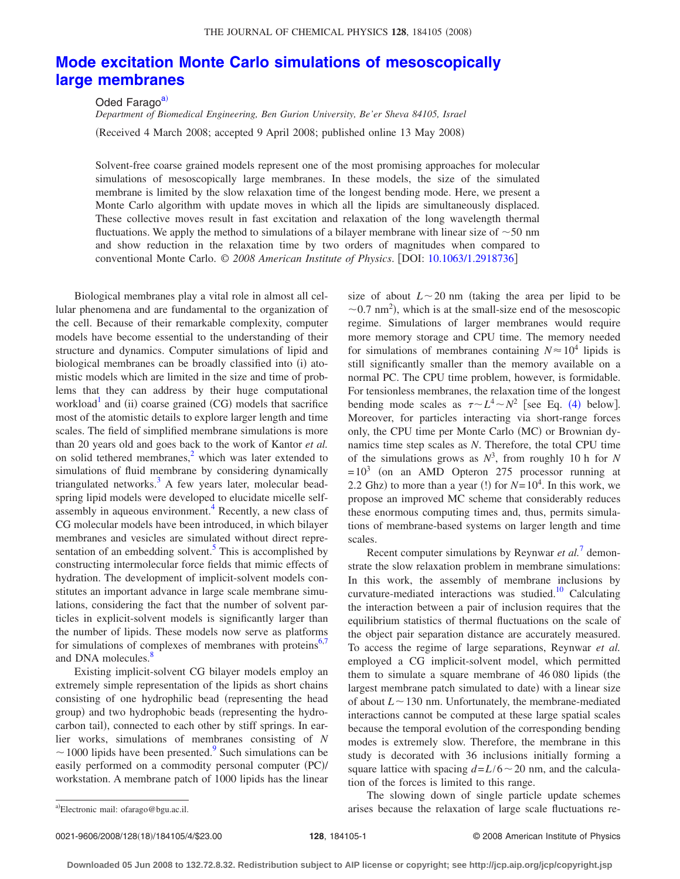# Mode excitation Monte Carlo simulations of mesoscopically large membranes

Oded Farago[a)]

*Department of Biomedical Engineering, Ben Gurion University, Be'er Sheva 84105, Israel*

(Received 4 March 2008; accepted 9 April 2008; published online 13 May 2008)

Solvent-free coarse grained models represent one of the most promising approaches for molecular simulations of mesoscopically large membranes. In these models, the size of the simulated membrane is limited by the slow relaxation time of the longest bending mode. Here, we present a Monte Carlo algorithm with update moves in which all the lipids are simultaneously displaced. These collective moves result in fast excitation and relaxation of the long wavelength thermal fluctuations. We apply the method to simulations of a bilayer membrane with linear size of $\sim 50$ nm and show reduction in the relaxation time by two orders of magnitudes when compared to conventional Monte Carlo. © *2008 American Institute of Physics*. [DOI: 10.1063/1.2918736]

Biological membranes play a vital role in almost all cellular phenomena and are fundamental to the organization of the cell. Because of their remarkable complexity, computer models have become essential to the understanding of their structure and dynamics. Computer simulations of lipid and biological membranes can be broadly classified into (i) atomistic models which are limited in the size and time of problems that they can address by their huge computational workload[1] and (ii) coarse grained (CG) models that sacrifice most of the atomistic details to explore larger length and time scales. The field of simplified membrane simulations is more than 20 years old and goes back to the work of Kantor *et al.* on solid tethered membranes,[2] which was later extended to simulations of fluid membrane by considering dynamically triangulated networks.[3] A few years later, molecular bead-spring lipid models were developed to elucidate micelle self-assembly in aqueous environment.[4] Recently, a new class of CG molecular models have been introduced, in which bilayer membranes and vesicles are simulated without direct representation of an embedding solvent.[5] This is accomplished by constructing intermolecular force fields that mimic effects of hydration. The development of implicit-solvent models constitutes an important advance in large scale membrane simulations, considering the fact that the number of solvent particles in explicit-solvent models is significantly larger than the number of lipids. These models now serve as platforms for simulations of complexes of membranes with proteins[6,7] and DNA molecules.[8]

Existing implicit-solvent CG bilayer models employ an extremely simple representation of the lipids as short chains consisting of one hydrophilic bead (representing the head group) and two hydrophobic beads (representing the hydrocarbon tail), connected to each other by stiff springs. In earlier works, simulations of membranes consisting of $N \sim 1000$ lipids have been presented.[9] Such simulations can be easily performed on a commodity personal computer (PC)/workstation. A membrane patch of 1000 lipids has the linear size of about $L \sim 20$ nm (taking the area per lipid to be $\sim 0.7$ nm$^2$), which is at the small-size end of the mesoscopic regime. Simulations of larger membranes would require more memory storage and CPU time. The memory needed for simulations of membranes containing $N \approx 10^4$ lipids is still significantly smaller than the memory available on a normal PC. The CPU time problem, however, is formidable. For tensionless membranes, the relaxation time of the longest bending mode scales as $\tau \sim L^4 \sim N^2$ [see Eq. (4) below]. Moreover, for particles interacting via short-range forces only, the CPU time per Monte Carlo (MC) or Brownian dynamics time step scales as $N$. Therefore, the total CPU time of the simulations grows as $N^3$, from roughly 10 h for $N = 10^3$ (on an AMD Opteron 275 processor running at 2.2 Ghz) to more than a year (!) for $N = 10^4$. In this work, we propose an improved MC scheme that considerably reduces these enormous computing times and, thus, permits simulations of membrane-based systems on larger length and time scales.

Recent computer simulations by Reynwar *et al.*[7] demonstrate the slow relaxation problem in membrane simulations: In this work, the assembly of membrane inclusions by curvature-mediated interactions was studied.[10] Calculating the interaction between a pair of inclusion requires that the equilibrium statistics of thermal fluctuations on the scale of the object pair separation distance are accurately measured. To access the regime of large separations, Reynwar *et al.* employed a CG implicit-solvent model, which permitted them to simulate a square membrane of 46 080 lipids (the largest membrane patch simulated to date) with a linear size of about $L \sim 130$ nm. Unfortunately, the membrane-mediated interactions cannot be computed at these large spatial scales because the temporal evolution of the corresponding bending modes is extremely slow. Therefore, the membrane in this study is decorated with 36 inclusions initially forming a square lattice with spacing $d = L/6 \sim 20$ nm, and the calculation of the forces is limited to this range.

The slowing down of single particle update schemes arises because the relaxation of large scale fluctuations re-

[a)]Electronic mail: ofarago@bgu.ac.il.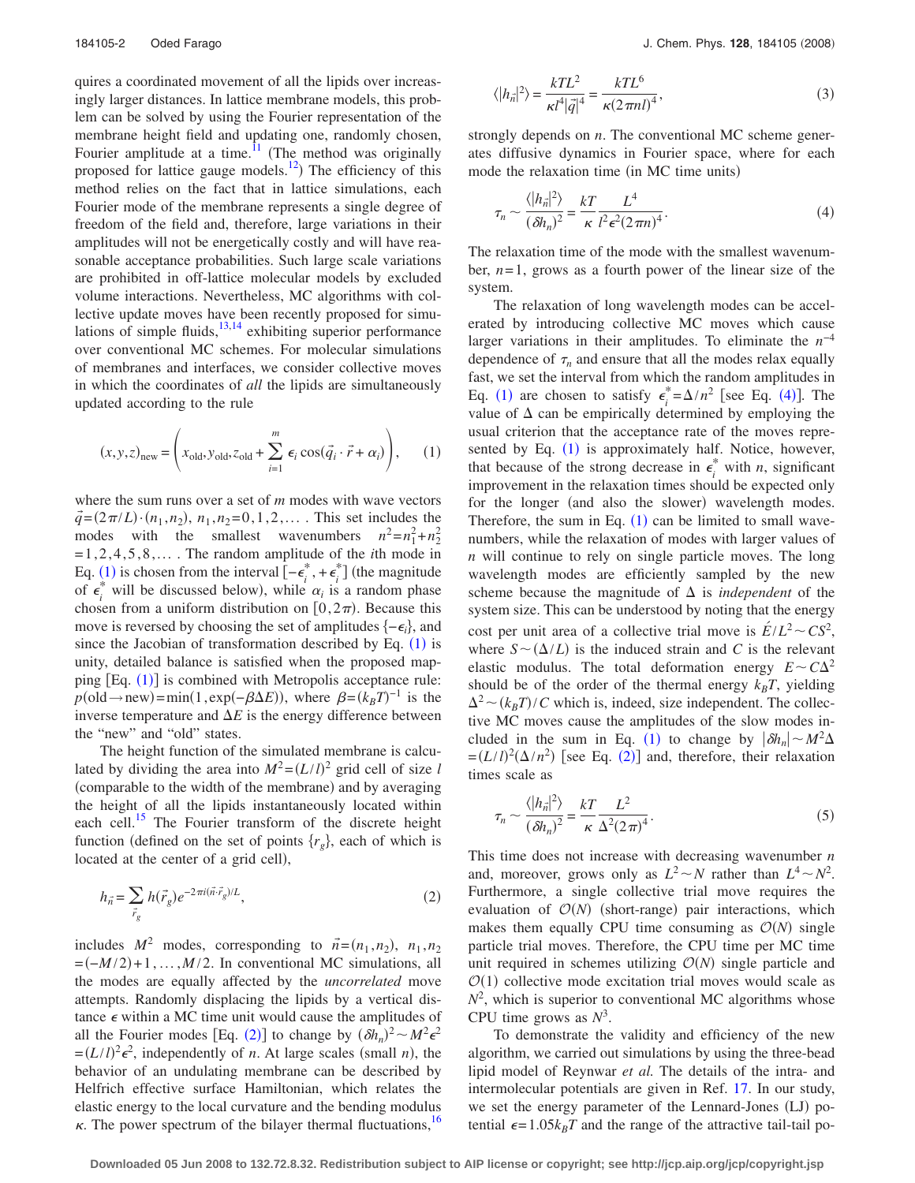quires a coordinated movement of all the lipids over increasingly larger distances. In lattice membrane models, this problem can be solved by using the Fourier representation of the membrane height field and updating one, randomly chosen, Fourier amplitude at a time.[11] (The method was originally proposed for lattice gauge models.[12]) The efficiency of this method relies on the fact that in lattice simulations, each Fourier mode of the membrane represents a single degree of freedom of the field and, therefore, large variations in their amplitudes will not be energetically costly and will have reasonable acceptance probabilities. Such large scale variations are prohibited in off-lattice molecular models by excluded volume interactions. Nevertheless, MC algorithms with collective update moves have been recently proposed for simulations of simple fluids,[13,14] exhibiting superior performance over conventional MC schemes. For molecular simulations of membranes and interfaces, we consider collective moves in which the coordinates of *all* the lipids are simultaneously updated according to the rule

$$(x,y,z)_{\text{new}} = \left( x_{\text{old}}, y_{\text{old}}, z_{\text{old}} + \sum_{i=1}^{m} \epsilon_i \cos(\vec{q}_i \cdot \vec{r} + \alpha_i) \right), \tag{1}$$

where the sum runs over a set of $m$ modes with wave vectors $\vec{q} = (2\pi/L)\cdot(n_1, n_2)$, $n_1, n_2 = 0, 1, 2, \ldots$. This set includes the modes with the smallest wavenumbers $n^2 = n_1^2 + n_2^2 = 1, 2, 4, 5, 8, \ldots$. The random amplitude of the $i$th mode in Eq. (1) is chosen from the interval $[-\epsilon_i^*, +\epsilon_i^*]$ (the magnitude of $\epsilon_i^*$ will be discussed below), while $\alpha_i$ is a random phase chosen from a uniform distribution on $[0, 2\pi)$. Because this move is reversed by choosing the set of amplitudes $\{-\epsilon_i\}$, and since the Jacobian of transformation described by Eq. (1) is unity, detailed balance is satisfied when the proposed mapping [Eq. (1)] is combined with Metropolis acceptance rule: $p(\text{old} \to \text{new}) = \min(1, \exp(-\beta \Delta E))$, where $\beta = (k_B T)^{-1}$ is the inverse temperature and $\Delta E$ is the energy difference between the "new" and "old" states.

The height function of the simulated membrane is calculated by dividing the area into $M^2 = (L/l)^2$ grid cell of size $l$ (comparable to the width of the membrane) and by averaging the height of all the lipids instantaneously located within each cell.[15] The Fourier transform of the discrete height function (defined on the set of points $\{r_g\}$, each of which is located at the center of a grid cell),

$$h_{\vec{n}} = \sum_{\vec{r}_g} h(\vec{r}_g) e^{-2\pi i (\vec{n} \cdot \vec{r}_g)/L}, \tag{2}$$

includes $M^2$ modes, corresponding to $\vec{n} = (n_1, n_2)$, $n_1, n_2 = (-M/2)+1, \ldots, M/2$. In conventional MC simulations, all the modes are equally affected by the *uncorrelated* move attempts. Randomly displacing the lipids by a vertical distance $\epsilon$ within a MC time unit would cause the amplitudes of all the Fourier modes [Eq. (2)] to change by $(\delta h_n)^2 \sim M^2 \epsilon^2 = (L/l)^2 \epsilon^2$, independently of $n$. At large scales (small $n$), the behavior of an undulating membrane can be described by Helfrich effective surface Hamiltonian, which relates the elastic energy to the local curvature and the bending modulus $\kappa$. The power spectrum of the bilayer thermal fluctuations,[16]

$$\langle |h_{\vec{n}}|^2 \rangle = \frac{kTL^2}{\kappa l^4 |\vec{q}|^4} = \frac{kTL^6}{\kappa (2\pi n l)^4}, \tag{3}$$

strongly depends on $n$. The conventional MC scheme generates diffusive dynamics in Fourier space, where for each mode the relaxation time (in MC time units)

$$\tau_n \sim \frac{\langle |h_{\vec{n}}|^2 \rangle}{(\delta h_n)^2} = \frac{kT}{\kappa} \frac{L^4}{l^2 \epsilon^2 (2\pi n)^4}. \tag{4}$$

The relaxation time of the mode with the smallest wavenumber, $n=1$, grows as a fourth power of the linear size of the system.

The relaxation of long wavelength modes can be accelerated by introducing collective MC moves which cause larger variations in their amplitudes. To eliminate the $n^{-4}$ dependence of $\tau_n$ and ensure that all the modes relax equally fast, we set the interval from which the random amplitudes in Eq. (1) are chosen to satisfy $\epsilon_i^* = \Delta/n^2$ [see Eq. (4)]. The value of $\Delta$ can be empirically determined by employing the usual criterion that the acceptance rate of the moves represented by Eq. (1) is approximately half. Notice, however, that because of the strong decrease in $\epsilon_i^*$ with $n$, significant improvement in the relaxation times should be expected only for the longer (and also the slower) wavelength modes. Therefore, the sum in Eq. (1) can be limited to small wavenumbers, while the relaxation of modes with larger values of $n$ will continue to rely on single particle moves. The long wavelength modes are efficiently sampled by the new scheme because the magnitude of $\Delta$ is *independent* of the system size. This can be understood by noting that the energy cost per unit area of a collective trial move is $\acute{E}/L^2 \sim CS^2$, where $S \sim (\Delta/L)$ is the induced strain and $C$ is the relevant elastic modulus. The total deformation energy $E \sim C\Delta^2$ should be of the order of the thermal energy $k_B T$, yielding $\Delta^2 \sim (k_B T)/C$ which is, indeed, size independent. The collective MC moves cause the amplitudes of the slow modes included in the sum in Eq. (1) to change by $|\delta h_n| \sim M^2 \Delta = (L/l)^2 (\Delta/n^2)$ [see Eq. (2)] and, therefore, their relaxation times scale as

$$\tau_n \sim \frac{\langle |h_{\vec{n}}|^2 \rangle}{(\delta h_n)^2} = \frac{kT}{\kappa} \frac{L^2}{\Delta^2 (2\pi)^4}. \tag{5}$$

This time does not increase with decreasing wavenumber $n$ and, moreover, grows only as $L^2 \sim N$ rather than $L^4 \sim N^2$. Furthermore, a single collective trial move requires the evaluation of $\mathcal{O}(N)$ (short-range) pair interactions, which makes them equally CPU time consuming as $\mathcal{O}(N)$ single particle trial moves. Therefore, the CPU time per MC time unit required in schemes utilizing $\mathcal{O}(N)$ single particle and $\mathcal{O}(1)$ collective mode excitation trial moves would scale as $N^2$, which is superior to conventional MC algorithms whose CPU time grows as $N^3$.

To demonstrate the validity and efficiency of the new algorithm, we carried out simulations by using the three-bead lipid model of Reynwar *et al.* The details of the intra- and intermolecular potentials are given in Ref. 17. In our study, we set the energy parameter of the Lennard-Jones (LJ) potential $\epsilon = 1.05 k_B T$ and the range of the attractive tail-tail po-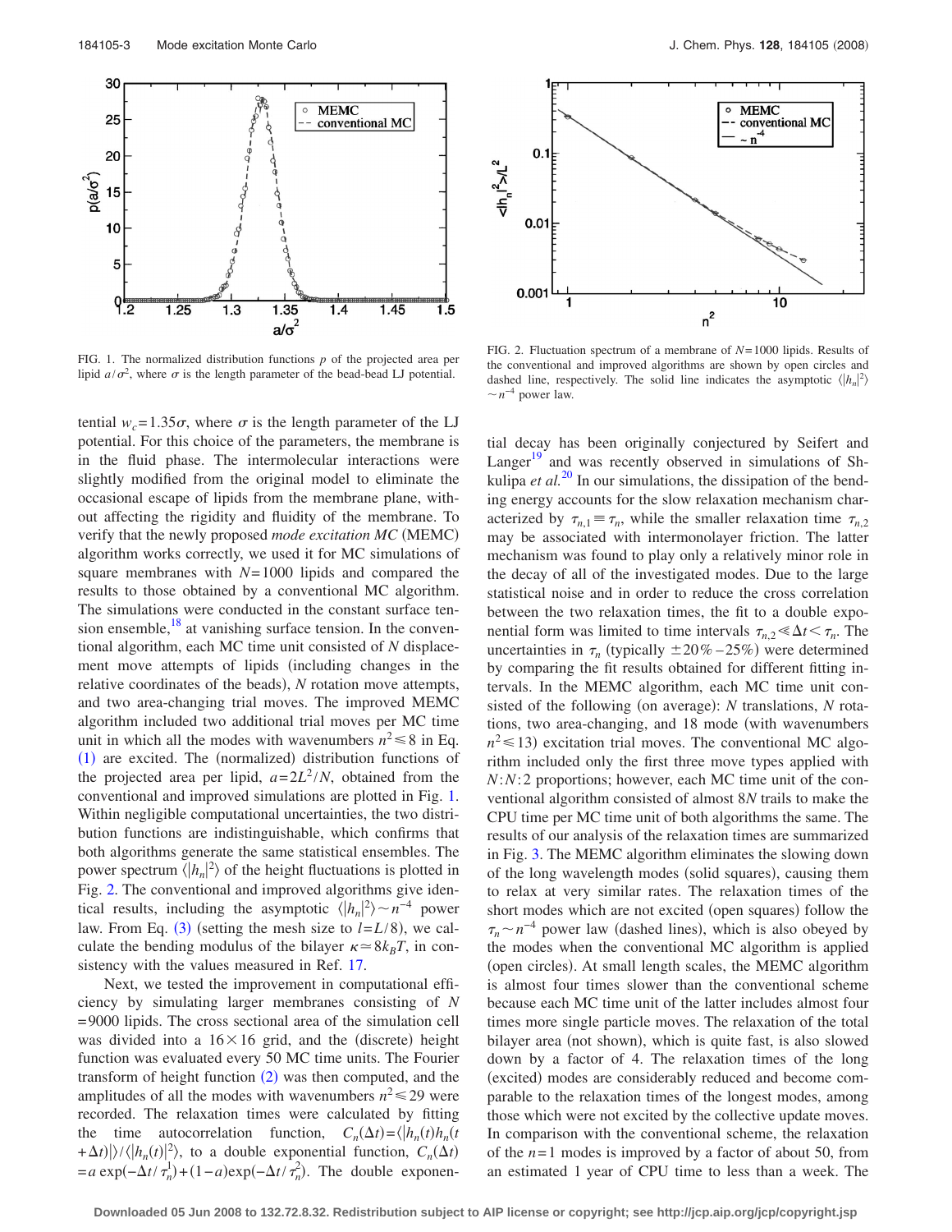FIG. 1. The normalized distribution functions $p$ of the projected area per lipid $a/\sigma^2$, where $\sigma$ is the length parameter of the bead-bead LJ potential.

FIG. 2. Fluctuation spectrum of a membrane of $N=1000$ lipids. Results of the conventional and improved algorithms are shown by open circles and dashed line, respectively. The solid line indicates the asymptotic $\langle |h_n|^2 \rangle \sim n^{-4}$ power law.

tential $w_c = 1.35\sigma$, where $\sigma$ is the length parameter of the LJ potential. For this choice of the parameters, the membrane is in the fluid phase. The intermolecular interactions were slightly modified from the original model to eliminate the occasional escape of lipids from the membrane plane, without affecting the rigidity and fluidity of the membrane. To verify that the newly proposed *mode excitation MC* (MEMC) algorithm works correctly, we used it for MC simulations of square membranes with $N=1000$ lipids and compared the results to those obtained by a conventional MC algorithm. The simulations were conducted in the constant surface tension ensemble,[18] at vanishing surface tension. In the conventional algorithm, each MC time unit consisted of $N$ displacement move attempts of lipids (including changes in the relative coordinates of the beads), $N$ rotation move attempts, and two area-changing trial moves. The improved MEMC algorithm included two additional trial moves per MC time unit in which all the modes with wavenumbers $n^2 \leqslant 8$ in Eq. (1) are excited. The (normalized) distribution functions of the projected area per lipid, $a = 2L^2/N$, obtained from the conventional and improved simulations are plotted in Fig. 1. Within negligible computational uncertainties, the two distribution functions are indistinguishable, which confirms that both algorithms generate the same statistical ensembles. The power spectrum $\langle |h_n|^2 \rangle$ of the height fluctuations is plotted in Fig. 2. The conventional and improved algorithms give identical results, including the asymptotic $\langle |h_n|^2 \rangle \sim n^{-4}$ power law. From Eq. (3) (setting the mesh size to $l = L/8$), we calculate the bending modulus of the bilayer $\kappa \simeq 8k_BT$, in consistency with the values measured in Ref. 17.

Next, we tested the improvement in computational efficiency by simulating larger membranes consisting of $N = 9000$ lipids. The cross sectional area of the simulation cell was divided into a $16 \times 16$ grid, and the (discrete) height function was evaluated every 50 MC time units. The Fourier transform of height function (2) was then computed, and the amplitudes of all the modes with wavenumbers $n^2 \leqslant 29$ were recorded. The relaxation times were calculated by fitting the autocorrelation function, $C_n(\Delta t) = \langle |h_n(t) h_n(t+\Delta t)| \rangle / \langle |h_n(t)|^2 \rangle$, to a double exponential function, $C_n(\Delta t) = a \exp(-\Delta t/\tau_n^1) + (1-a)\exp(-\Delta t/\tau_n^2)$. The double exponential decay has been originally conjectured by Seifert and Langer[19] and was recently observed in simulations of Shkulipa *et al.*[20] In our simulations, the dissipation of the bending energy accounts for the slow relaxation mechanism characterized by $\tau_{n,1} \equiv \tau_n$, while the smaller relaxation time $\tau_{n,2}$ may be associated with intermonolayer friction. The latter mechanism was found to play only a relatively minor role in the decay of all of the investigated modes. Due to the large statistical noise and in order to reduce the cross correlation between the two relaxation times, the fit to a double exponential form was limited to time intervals $\tau_{n,2} \ll \Delta t < \tau_n$. The uncertainties in $\tau_n$ (typically $\pm 20\%-25\%$) were determined by comparing the fit results obtained for different fitting intervals. In the MEMC algorithm, each MC time unit consisted of the following (on average): $N$ translations, $N$ rotations, two area-changing, and 18 mode (with wavenumbers $n^2 \leqslant 13$) excitation trial moves. The conventional MC algorithm included only the first three move types applied with $N$:$N$:2 proportions; however, each MC time unit of the conventional algorithm consisted of almost $8N$ trails to make the CPU time per MC time unit of both algorithms the same. The results of our analysis of the relaxation times are summarized in Fig. 3. The MEMC algorithm eliminates the slowing down of the long wavelength modes (solid squares), causing them to relax at very similar rates. The relaxation times of the short modes which are not excited (open squares) follow the $\tau_n \sim n^{-4}$ power law (dashed lines), which is also obeyed by the modes when the conventional MC algorithm is applied (open circles). At small length scales, the MEMC algorithm is almost four times slower than the conventional scheme because each MC time unit of the latter includes almost four times more single particle moves. The relaxation of the total bilayer area (not shown), which is quite fast, is also slowed down by a factor of 4. The relaxation times of the long (excited) modes are considerably reduced and become comparable to the relaxation times of the longest modes, among those which were not excited by the collective update moves. In comparison with the conventional scheme, the relaxation of the $n=1$ modes is improved by a factor of about 50, from an estimated 1 year of CPU time to less than a week. The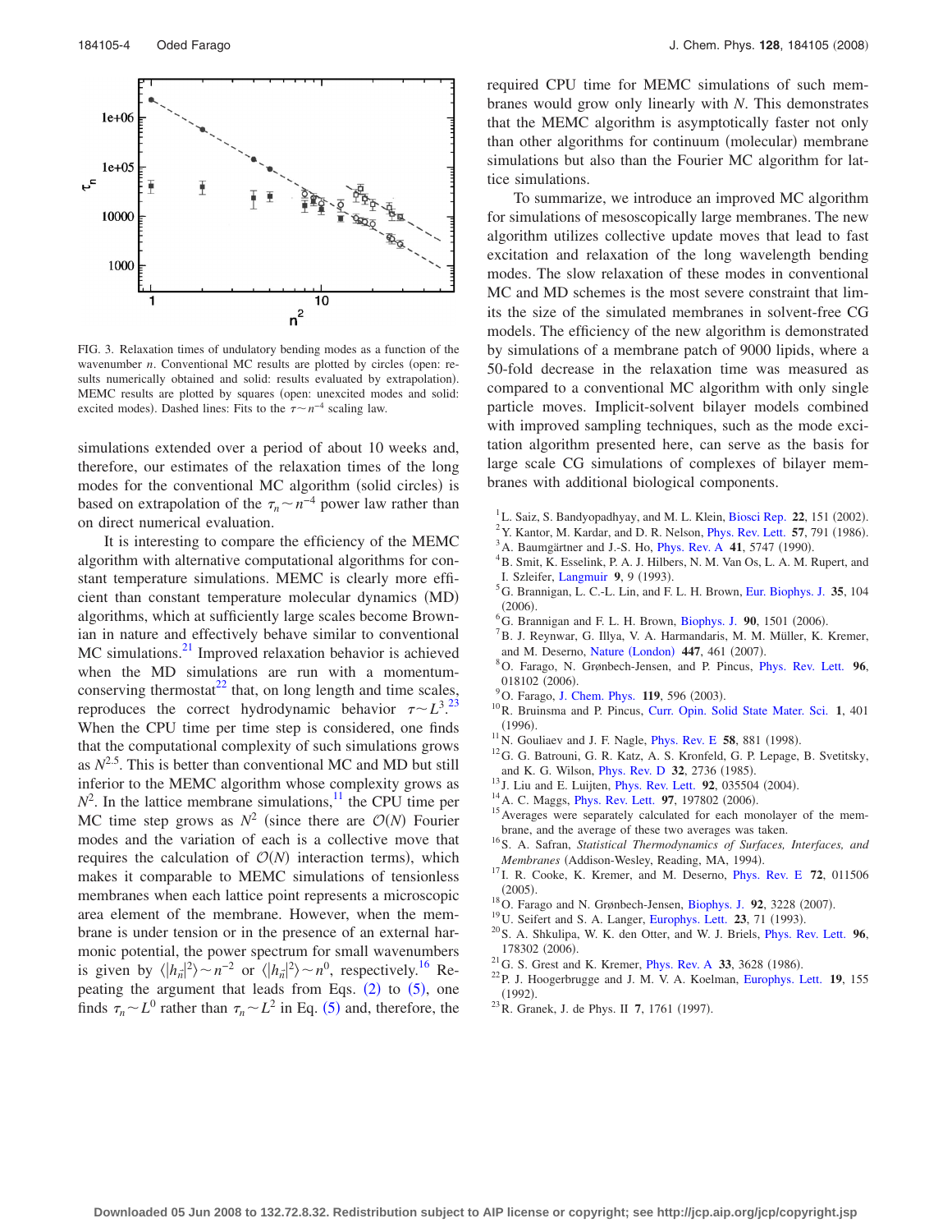1e+06

1e+05

$\tau_n$

10000

1000

1

10

$n^2$

FIG. 3. Relaxation times of undulatory bending modes as a function of the wavenumber $n$. Conventional MC results are plotted by circles (open: results numerically obtained and solid: results evaluated by extrapolation). MEMC results are plotted by squares (open: unexcited modes and solid: excited modes). Dashed lines: Fits to the $\tau \sim n^{-4}$ scaling law.

simulations extended over a period of about 10 weeks and, therefore, our estimates of the relaxation times of the long modes for the conventional MC algorithm (solid circles) is based on extrapolation of the $\tau_n \sim n^{-4}$ power law rather than on direct numerical evaluation.

It is interesting to compare the efficiency of the MEMC algorithm with alternative computational algorithms for constant temperature simulations. MEMC is clearly more efficient than constant temperature molecular dynamics (MD) algorithms, which at sufficiently large scales become Brownian in nature and effectively behave similar to conventional MC simulations.[21] Improved relaxation behavior is achieved when the MD simulations are run with a momentum-conserving thermostat[22] that, on long length and time scales, reproduces the correct hydrodynamic behavior $\tau \sim L^3$.[23] When the CPU time per time step is considered, one finds that the computational complexity of such simulations grows as $N^{2.5}$. This is better than conventional MC and MD but still inferior to the MEMC algorithm whose complexity grows as $N^2$. In the lattice membrane simulations,[11] the CPU time per MC time step grows as $N^2$ (since there are $\mathcal{O}(N)$ Fourier modes and the variation of each is a collective move that requires the calculation of $\mathcal{O}(N)$ interaction terms), which makes it comparable to MEMC simulations of tensionless membranes when each lattice point represents a microscopic area element of the membrane. However, when the membrane is under tension or in the presence of an external harmonic potential, the power spectrum for small wavenumbers is given by $\langle |h_{\vec{n}}|^2 \rangle \sim n^{-2}$ or $\langle |h_{\vec{n}}|^2 \rangle \sim n^0$, respectively.[16] Repeating the argument that leads from Eqs. (2) to (5), one finds $\tau_n \sim L^0$ rather than $\tau_n \sim L^2$ in Eq. (5) and, therefore, the required CPU time for MEMC simulations of such membranes would grow only linearly with $N$. This demonstrates that the MEMC algorithm is asymptotically faster not only than other algorithms for continuum (molecular) membrane simulations but also than the Fourier MC algorithm for lattice simulations.

To summarize, we introduce an improved MC algorithm for simulations of mesoscopically large membranes. The new algorithm utilizes collective update moves that lead to fast excitation and relaxation of the long wavelength bending modes. The slow relaxation of these modes in conventional MC and MD schemes is the most severe constraint that limits the size of the simulated membranes in solvent-free CG models. The efficiency of the new algorithm is demonstrated by simulations of a membrane patch of 9000 lipids, where a 50-fold decrease in the relaxation time was measured as compared to a conventional MC algorithm with only single particle moves. Implicit-solvent bilayer models combined with improved sampling techniques, such as the mode excitation algorithm presented here, can serve as the basis for large scale CG simulations of complexes of bilayer membranes with additional biological components.

[1] L. Saiz, S. Bandyopadhyay, and M. L. Klein, Biosci Rep. **22**, 151 (2002).
[2] Y. Kantor, M. Kardar, and D. R. Nelson, Phys. Rev. Lett. **57**, 791 (1986).
[3] A. Baumgärtner and J.-S. Ho, Phys. Rev. A **41**, 5747 (1990).
[4] B. Smit, K. Esselink, P. A. J. Hilbers, N. M. Van Os, L. A. M. Rupert, and I. Szleifer, Langmuir **9**, 9 (1993).
[5] G. Brannigan, L. C.-L. Lin, and F. L. H. Brown, Eur. Biophys. J. **35**, 104 (2006).
[6] G. Brannigan and F. L. H. Brown, Biophys. J. **90**, 1501 (2006).
[7] B. J. Reynwar, G. Illya, V. A. Harmandaris, M. M. Müller, K. Kremer, and M. Deserno, Nature (London) **447**, 461 (2007).
[8] O. Farago, N. Grønbech-Jensen, and P. Pincus, Phys. Rev. Lett. **96**, 018102 (2006).
[9] O. Farago, J. Chem. Phys. **119**, 596 (2003).
[10] R. Bruinsma and P. Pincus, Curr. Opin. Solid State Mater. Sci. **1**, 401 (1996).
[11] N. Gouliaev and J. F. Nagle, Phys. Rev. E **58**, 881 (1998).
[12] G. G. Batrouni, G. R. Katz, A. S. Kronfeld, G. P. Lepage, B. Svetitsky, and K. G. Wilson, Phys. Rev. D **32**, 2736 (1985).
[13] J. Liu and E. Luijten, Phys. Rev. Lett. **92**, 035504 (2004).
[14] A. C. Maggs, Phys. Rev. Lett. **97**, 197802 (2006).
[15] Averages were separately calculated for each monolayer of the membrane, and the average of these two averages was taken.
[16] S. A. Safran, *Statistical Thermodynamics of Surfaces, Interfaces, and Membranes* (Addison-Wesley, Reading, MA, 1994).
[17] I. R. Cooke, K. Kremer, and M. Deserno, Phys. Rev. E **72**, 011506 (2005).
[18] O. Farago and N. Grønbech-Jensen, Biophys. J. **92**, 3228 (2007).
[19] U. Seifert and S. A. Langer, Europhys. Lett. **23**, 71 (1993).
[20] S. A. Shkulipa, W. K. den Otter, and W. J. Briels, Phys. Rev. Lett. **96**, 178302 (2006).
[21] G. S. Grest and K. Kremer, Phys. Rev. A **33**, 3628 (1986).
[22] P. J. Hoogerbrugge and J. M. V. A. Koelman, Europhys. Lett. **19**, 155 (1992).
[23] R. Granek, J. de Phys. II **7**, 1761 (1997).